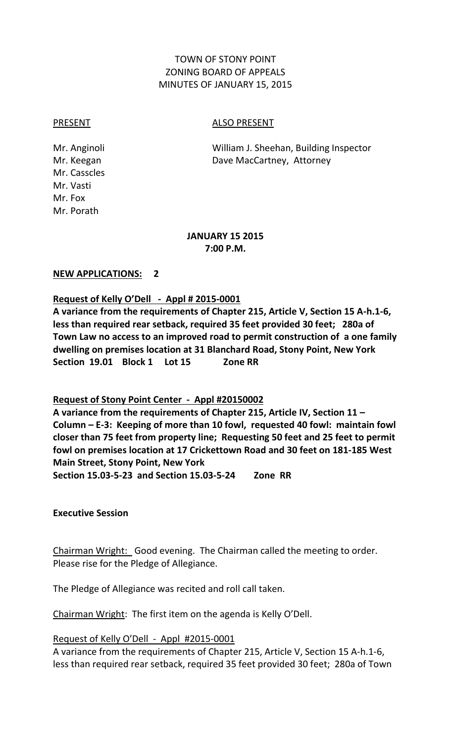TOWN OF STONY POINT
ZONING BOARD OF APPEALS
MINUTES OF JANUARY 15, 2015

PRESENT

Mr. Anginoli
Mr. Keegan
Mr. Casscles
Mr. Vasti
Mr. Fox
Mr. Porath

ALSO PRESENT

William J. Sheehan, Building Inspector
Dave MacCartney, Attorney

**JANUARY 15 2015**
**7:00 P.M.**

**NEW APPLICATIONS: 2**

**Request of Kelly O'Dell - Appl # 2015-0001**

**A variance from the requirements of Chapter 215, Article V, Section 15 A-h.1-6, less than required rear setback, required 35 feet provided 30 feet; 280a of Town Law no access to an improved road to permit construction of a one family dwelling on premises location at 31 Blanchard Road, Stony Point, New York**
**Section 19.01 Block 1 Lot 15 Zone RR**

**Request of Stony Point Center - Appl #20150002**

**A variance from the requirements of Chapter 215, Article IV, Section 11 – Column – E-3: Keeping of more than 10 fowl, requested 40 fowl: maintain fowl closer than 75 feet from property line; Requesting 50 feet and 25 feet to permit fowl on premises location at 17 Crickettown Road and 30 feet on 181-185 West Main Street, Stony Point, New York**
**Section 15.03-5-23 and Section 15.03-5-24 Zone RR**

**Executive Session**

Chairman Wright: Good evening. The Chairman called the meeting to order. Please rise for the Pledge of Allegiance.

The Pledge of Allegiance was recited and roll call taken.

Chairman Wright: The first item on the agenda is Kelly O'Dell.

Request of Kelly O'Dell - Appl #2015-0001

A variance from the requirements of Chapter 215, Article V, Section 15 A-h.1-6, less than required rear setback, required 35 feet provided 30 feet; 280a of Town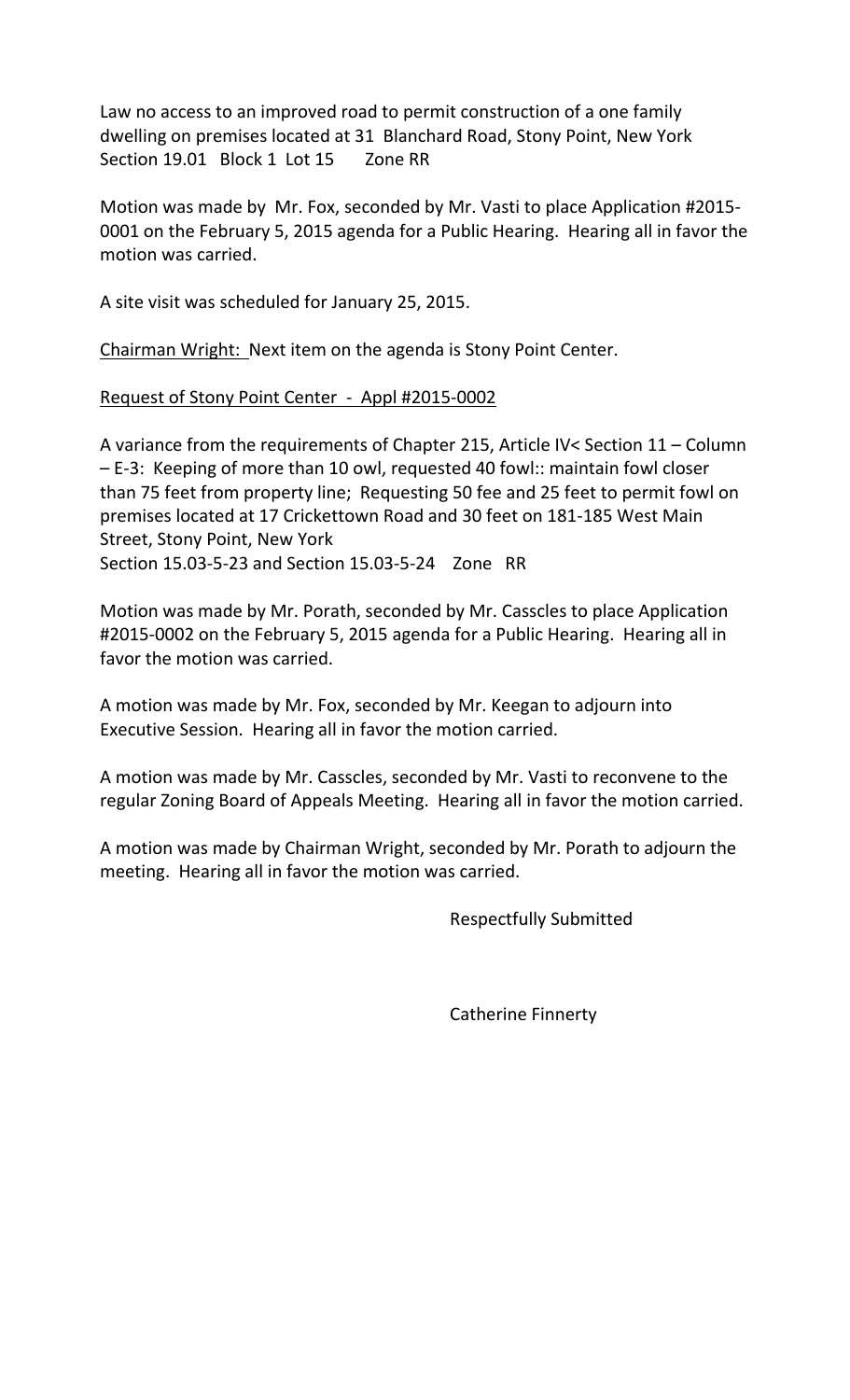Law no access to an improved road to permit construction of a one family dwelling on premises located at 31 Blanchard Road, Stony Point, New York
Section 19.01 Block 1 Lot 15 Zone RR

Motion was made by Mr. Fox, seconded by Mr. Vasti to place Application #2015-0001 on the February 5, 2015 agenda for a Public Hearing. Hearing all in favor the motion was carried.

A site visit was scheduled for January 25, 2015.

Chairman Wright: Next item on the agenda is Stony Point Center.

Request of Stony Point Center - Appl #2015-0002

A variance from the requirements of Chapter 215, Article IV< Section 11 – Column – E-3: Keeping of more than 10 owl, requested 40 fowl:: maintain fowl closer than 75 feet from property line; Requesting 50 fee and 25 feet to permit fowl on premises located at 17 Crickettown Road and 30 feet on 181-185 West Main Street, Stony Point, New York
Section 15.03-5-23 and Section 15.03-5-24 Zone RR

Motion was made by Mr. Porath, seconded by Mr. Casscles to place Application #2015-0002 on the February 5, 2015 agenda for a Public Hearing. Hearing all in favor the motion was carried.

A motion was made by Mr. Fox, seconded by Mr. Keegan to adjourn into Executive Session. Hearing all in favor the motion carried.

A motion was made by Mr. Casscles, seconded by Mr. Vasti to reconvene to the regular Zoning Board of Appeals Meeting. Hearing all in favor the motion carried.

A motion was made by Chairman Wright, seconded by Mr. Porath to adjourn the meeting. Hearing all in favor the motion was carried.

Respectfully Submitted

Catherine Finnerty